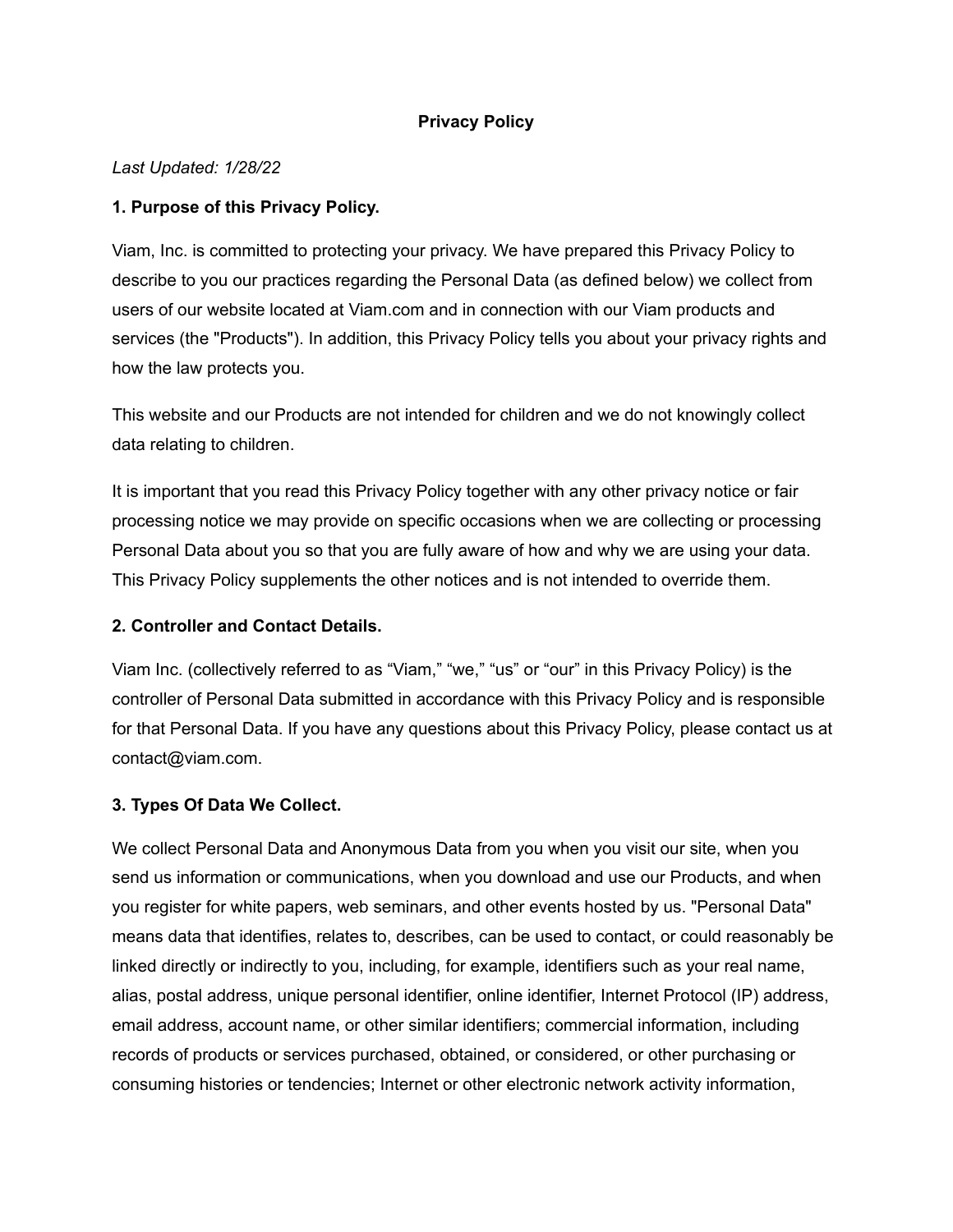# Privacy Policy

*Last Updated: 1/28/22*

**1. Purpose of this Privacy Policy.**

Viam, Inc. is committed to protecting your privacy. We have prepared this Privacy Policy to describe to you our practices regarding the Personal Data (as defined below) we collect from users of our website located at Viam.com and in connection with our Viam products and services (the "Products"). In addition, this Privacy Policy tells you about your privacy rights and how the law protects you.

This website and our Products are not intended for children and we do not knowingly collect data relating to children.

It is important that you read this Privacy Policy together with any other privacy notice or fair processing notice we may provide on specific occasions when we are collecting or processing Personal Data about you so that you are fully aware of how and why we are using your data. This Privacy Policy supplements the other notices and is not intended to override them.

**2. Controller and Contact Details.**

Viam Inc. (collectively referred to as "Viam," "we," "us" or "our" in this Privacy Policy) is the controller of Personal Data submitted in accordance with this Privacy Policy and is responsible for that Personal Data. If you have any questions about this Privacy Policy, please contact us at contact@viam.com.

**3. Types Of Data We Collect.**

We collect Personal Data and Anonymous Data from you when you visit our site, when you send us information or communications, when you download and use our Products, and when you register for white papers, web seminars, and other events hosted by us. "Personal Data" means data that identifies, relates to, describes, can be used to contact, or could reasonably be linked directly or indirectly to you, including, for example, identifiers such as your real name, alias, postal address, unique personal identifier, online identifier, Internet Protocol (IP) address, email address, account name, or other similar identifiers; commercial information, including records of products or services purchased, obtained, or considered, or other purchasing or consuming histories or tendencies; Internet or other electronic network activity information,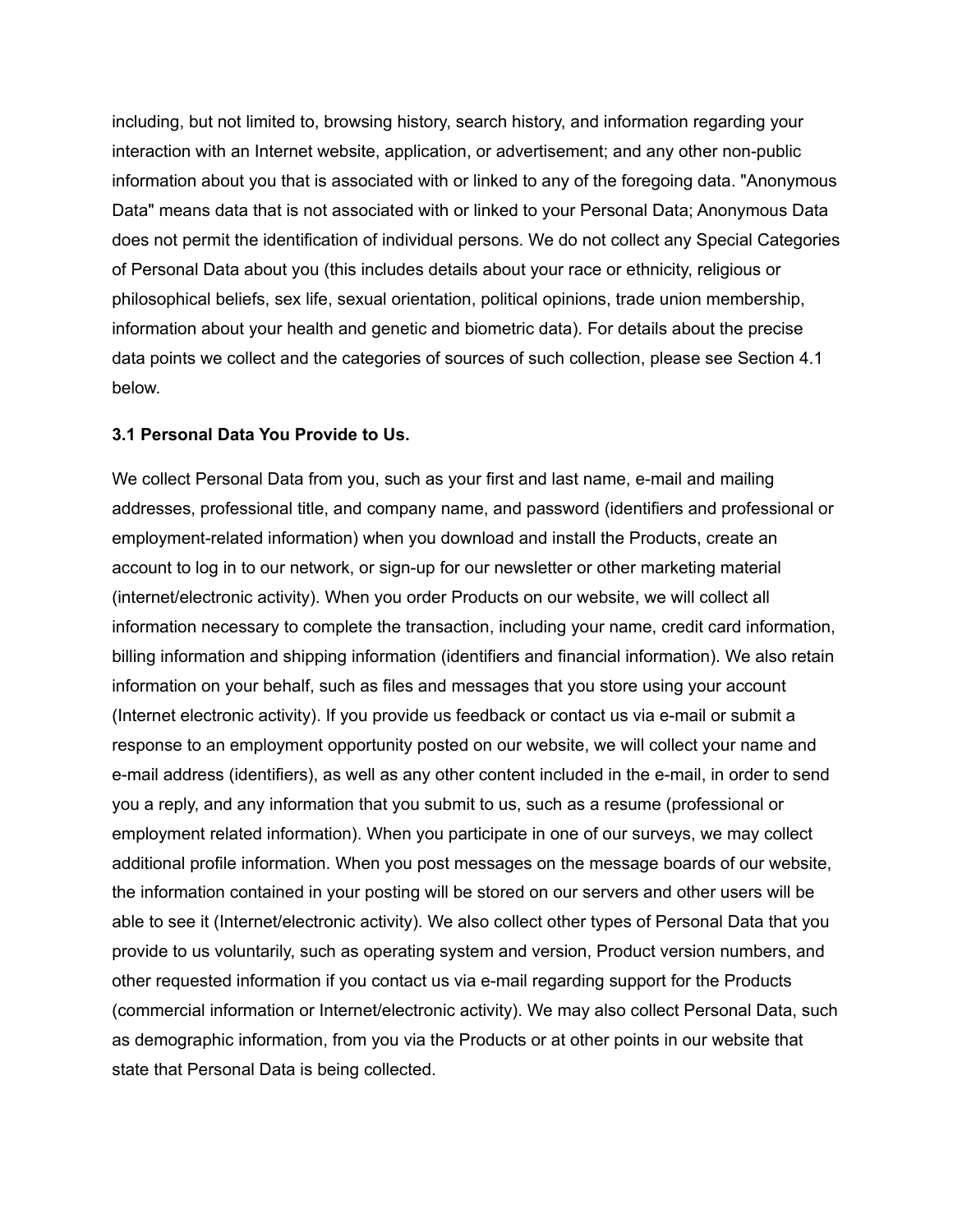including, but not limited to, browsing history, search history, and information regarding your interaction with an Internet website, application, or advertisement; and any other non-public information about you that is associated with or linked to any of the foregoing data. "Anonymous Data" means data that is not associated with or linked to your Personal Data; Anonymous Data does not permit the identification of individual persons. We do not collect any Special Categories of Personal Data about you (this includes details about your race or ethnicity, religious or philosophical beliefs, sex life, sexual orientation, political opinions, trade union membership, information about your health and genetic and biometric data). For details about the precise data points we collect and the categories of sources of such collection, please see Section 4.1 below.

### 3.1 Personal Data You Provide to Us.

We collect Personal Data from you, such as your first and last name, e-mail and mailing addresses, professional title, and company name, and password (identifiers and professional or employment-related information) when you download and install the Products, create an account to log in to our network, or sign-up for our newsletter or other marketing material (internet/electronic activity). When you order Products on our website, we will collect all information necessary to complete the transaction, including your name, credit card information, billing information and shipping information (identifiers and financial information). We also retain information on your behalf, such as files and messages that you store using your account (Internet electronic activity). If you provide us feedback or contact us via e-mail or submit a response to an employment opportunity posted on our website, we will collect your name and e-mail address (identifiers), as well as any other content included in the e-mail, in order to send you a reply, and any information that you submit to us, such as a resume (professional or employment related information). When you participate in one of our surveys, we may collect additional profile information. When you post messages on the message boards of our website, the information contained in your posting will be stored on our servers and other users will be able to see it (Internet/electronic activity). We also collect other types of Personal Data that you provide to us voluntarily, such as operating system and version, Product version numbers, and other requested information if you contact us via e-mail regarding support for the Products (commercial information or Internet/electronic activity). We may also collect Personal Data, such as demographic information, from you via the Products or at other points in our website that state that Personal Data is being collected.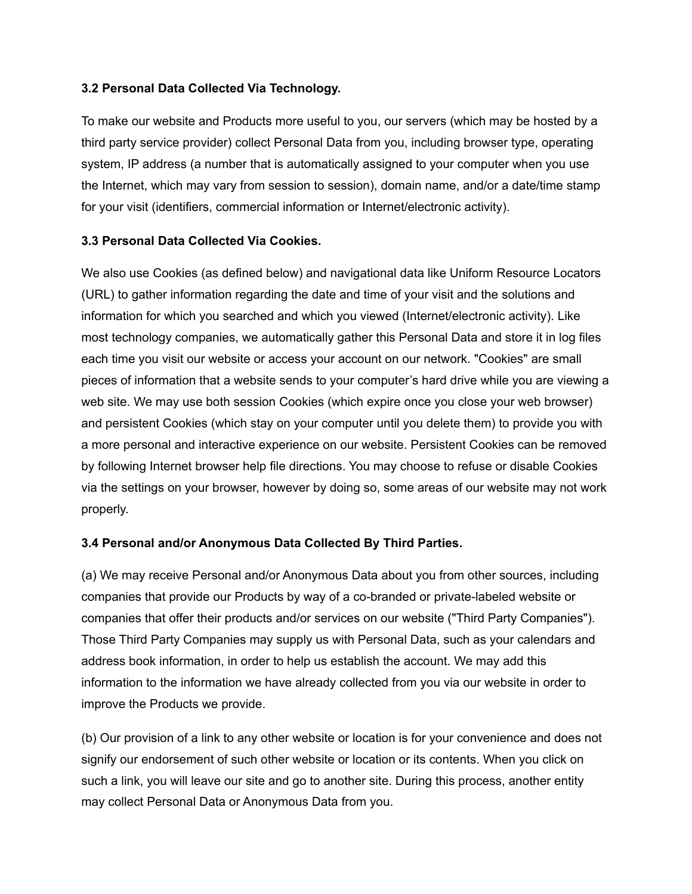**3.2 Personal Data Collected Via Technology.**

To make our website and Products more useful to you, our servers (which may be hosted by a third party service provider) collect Personal Data from you, including browser type, operating system, IP address (a number that is automatically assigned to your computer when you use the Internet, which may vary from session to session), domain name, and/or a date/time stamp for your visit (identifiers, commercial information or Internet/electronic activity).

**3.3 Personal Data Collected Via Cookies.**

We also use Cookies (as defined below) and navigational data like Uniform Resource Locators (URL) to gather information regarding the date and time of your visit and the solutions and information for which you searched and which you viewed (Internet/electronic activity). Like most technology companies, we automatically gather this Personal Data and store it in log files each time you visit our website or access your account on our network. "Cookies" are small pieces of information that a website sends to your computer's hard drive while you are viewing a web site. We may use both session Cookies (which expire once you close your web browser) and persistent Cookies (which stay on your computer until you delete them) to provide you with a more personal and interactive experience on our website. Persistent Cookies can be removed by following Internet browser help file directions. You may choose to refuse or disable Cookies via the settings on your browser, however by doing so, some areas of our website may not work properly.

**3.4 Personal and/or Anonymous Data Collected By Third Parties.**

(a) We may receive Personal and/or Anonymous Data about you from other sources, including companies that provide our Products by way of a co-branded or private-labeled website or companies that offer their products and/or services on our website ("Third Party Companies"). Those Third Party Companies may supply us with Personal Data, such as your calendars and address book information, in order to help us establish the account. We may add this information to the information we have already collected from you via our website in order to improve the Products we provide.

(b) Our provision of a link to any other website or location is for your convenience and does not signify our endorsement of such other website or location or its contents. When you click on such a link, you will leave our site and go to another site. During this process, another entity may collect Personal Data or Anonymous Data from you.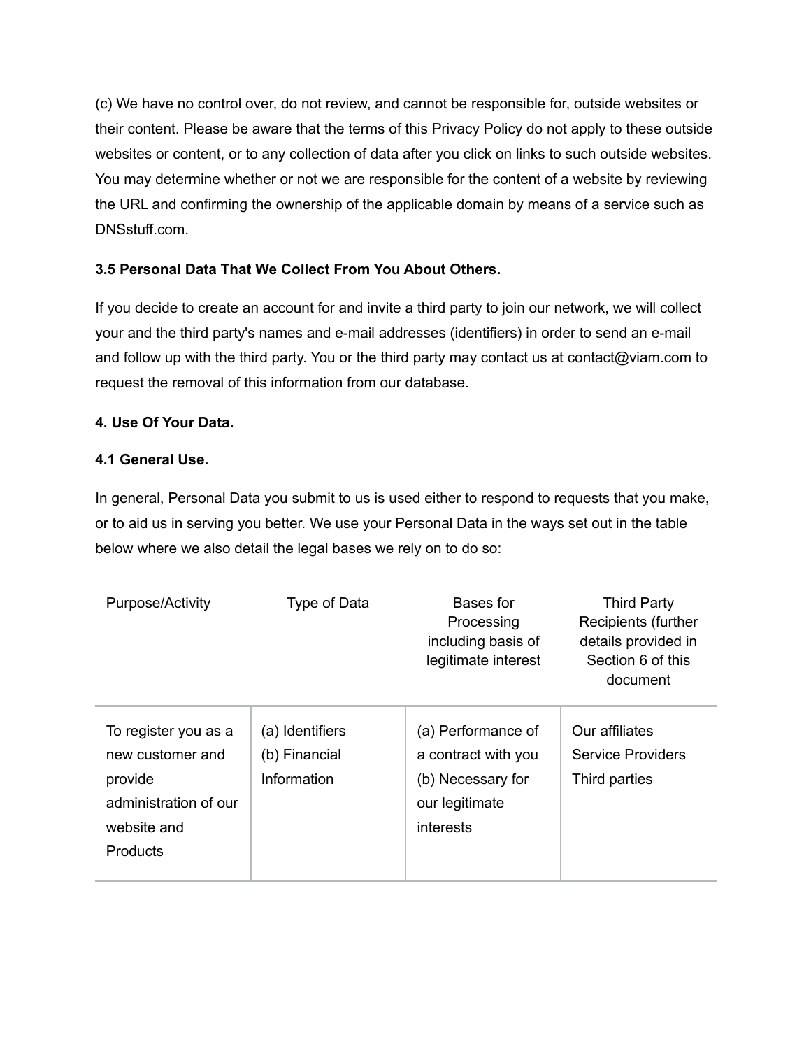(c) We have no control over, do not review, and cannot be responsible for, outside websites or their content. Please be aware that the terms of this Privacy Policy do not apply to these outside websites or content, or to any collection of data after you click on links to such outside websites. You may determine whether or not we are responsible for the content of a website by reviewing the URL and confirming the ownership of the applicable domain by means of a service such as DNSstuff.com.

**3.5 Personal Data That We Collect From You About Others.**

If you decide to create an account for and invite a third party to join our network, we will collect your and the third party's names and e-mail addresses (identifiers) in order to send an e-mail and follow up with the third party. You or the third party may contact us at contact@viam.com to request the removal of this information from our database.

**4. Use Of Your Data.**

**4.1 General Use.**

In general, Personal Data you submit to us is used either to respond to requests that you make, or to aid us in serving you better. We use your Personal Data in the ways set out in the table below where we also detail the legal bases we rely on to do so:

| Purpose/Activity | Type of Data | Bases for Processing including basis of legitimate interest | Third Party Recipients (further details provided in Section 6 of this document |
|---|---|---|---|
| To register you as a new customer and provide administration of our website and Products | (a) Identifiers<br>(b) Financial Information | (a) Performance of a contract with you<br>(b) Necessary for our legitimate interests | Our affiliates<br>Service Providers<br>Third parties |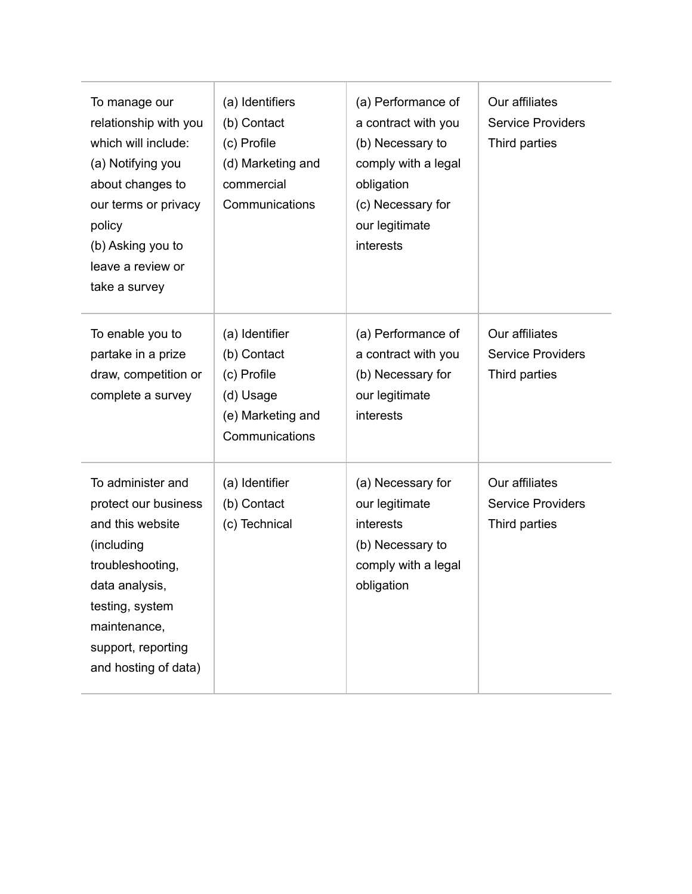| | | | |
|---|---|---|---|
| To manage our relationship with you which will include:<br>(a) Notifying you about changes to our terms or privacy policy<br>(b) Asking you to leave a review or take a survey | (a) Identifiers<br>(b) Contact<br>(c) Profile<br>(d) Marketing and commercial Communications | (a) Performance of a contract with you<br>(b) Necessary to comply with a legal obligation<br>(c) Necessary for our legitimate interests | Our affiliates<br>Service Providers<br>Third parties |
| To enable you to partake in a prize draw, competition or complete a survey | (a) Identifier<br>(b) Contact<br>(c) Profile<br>(d) Usage<br>(e) Marketing and Communications | (a) Performance of a contract with you<br>(b) Necessary for our legitimate interests | Our affiliates<br>Service Providers<br>Third parties |
| To administer and protect our business and this website (including troubleshooting, data analysis, testing, system maintenance, support, reporting and hosting of data) | (a) Identifier<br>(b) Contact<br>(c) Technical | (a) Necessary for our legitimate interests<br>(b) Necessary to comply with a legal obligation | Our affiliates<br>Service Providers<br>Third parties |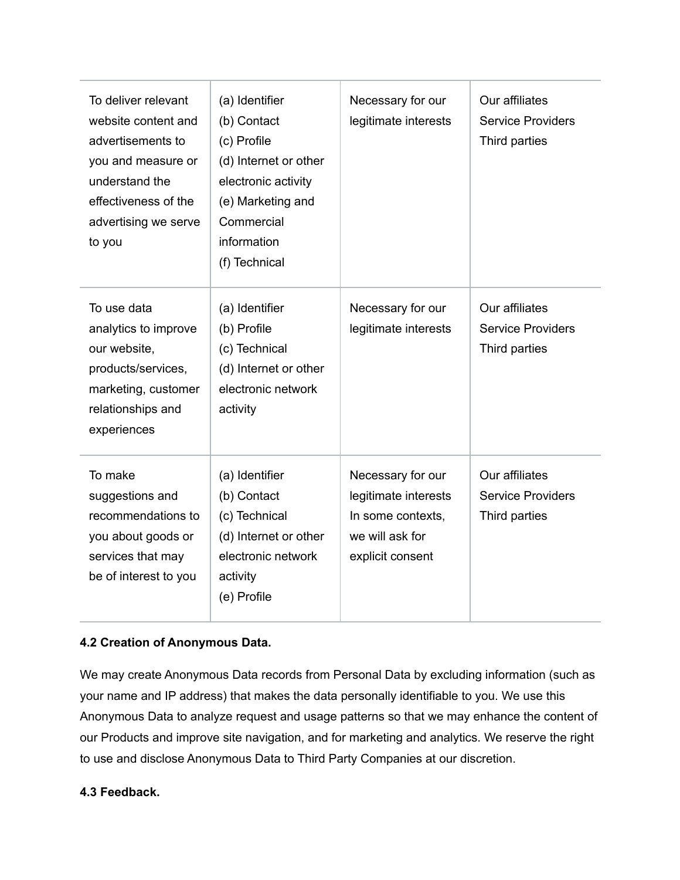| | | | |
|---|---|---|---|
| To deliver relevant website content and advertisements to you and measure or understand the effectiveness of the advertising we serve to you | (a) Identifier<br>(b) Contact<br>(c) Profile<br>(d) Internet or other electronic activity<br>(e) Marketing and Commercial information<br>(f) Technical | Necessary for our legitimate interests | Our affiliates<br>Service Providers<br>Third parties |
| To use data analytics to improve our website, products/services, marketing, customer relationships and experiences | (a) Identifier<br>(b) Profile<br>(c) Technical<br>(d) Internet or other electronic network activity | Necessary for our legitimate interests | Our affiliates<br>Service Providers<br>Third parties |
| To make suggestions and recommendations to you about goods or services that may be of interest to you | (a) Identifier<br>(b) Contact<br>(c) Technical<br>(d) Internet or other electronic network activity<br>(e) Profile | Necessary for our legitimate interests<br>In some contexts, we will ask for explicit consent | Our affiliates<br>Service Providers<br>Third parties |

**4.2 Creation of Anonymous Data.**

We may create Anonymous Data records from Personal Data by excluding information (such as your name and IP address) that makes the data personally identifiable to you. We use this Anonymous Data to analyze request and usage patterns so that we may enhance the content of our Products and improve site navigation, and for marketing and analytics. We reserve the right to use and disclose Anonymous Data to Third Party Companies at our discretion.

**4.3 Feedback.**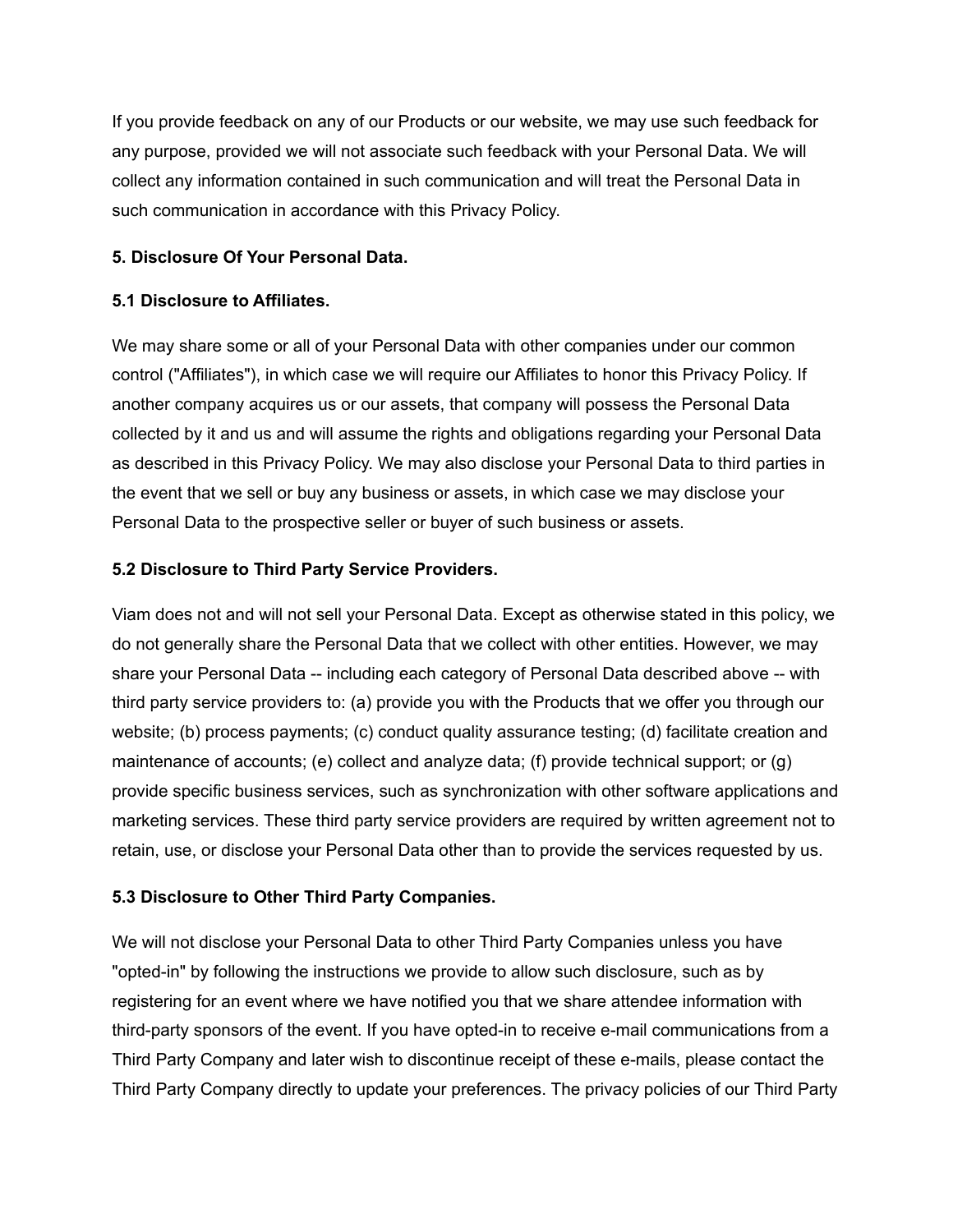If you provide feedback on any of our Products or our website, we may use such feedback for any purpose, provided we will not associate such feedback with your Personal Data. We will collect any information contained in such communication and will treat the Personal Data in such communication in accordance with this Privacy Policy.

**5. Disclosure Of Your Personal Data.**

**5.1 Disclosure to Affiliates.**

We may share some or all of your Personal Data with other companies under our common control ("Affiliates"), in which case we will require our Affiliates to honor this Privacy Policy. If another company acquires us or our assets, that company will possess the Personal Data collected by it and us and will assume the rights and obligations regarding your Personal Data as described in this Privacy Policy. We may also disclose your Personal Data to third parties in the event that we sell or buy any business or assets, in which case we may disclose your Personal Data to the prospective seller or buyer of such business or assets.

**5.2 Disclosure to Third Party Service Providers.**

Viam does not and will not sell your Personal Data. Except as otherwise stated in this policy, we do not generally share the Personal Data that we collect with other entities. However, we may share your Personal Data -- including each category of Personal Data described above -- with third party service providers to: (a) provide you with the Products that we offer you through our website; (b) process payments; (c) conduct quality assurance testing; (d) facilitate creation and maintenance of accounts; (e) collect and analyze data; (f) provide technical support; or (g) provide specific business services, such as synchronization with other software applications and marketing services. These third party service providers are required by written agreement not to retain, use, or disclose your Personal Data other than to provide the services requested by us.

**5.3 Disclosure to Other Third Party Companies.**

We will not disclose your Personal Data to other Third Party Companies unless you have "opted-in" by following the instructions we provide to allow such disclosure, such as by registering for an event where we have notified you that we share attendee information with third-party sponsors of the event. If you have opted-in to receive e-mail communications from a Third Party Company and later wish to discontinue receipt of these e-mails, please contact the Third Party Company directly to update your preferences. The privacy policies of our Third Party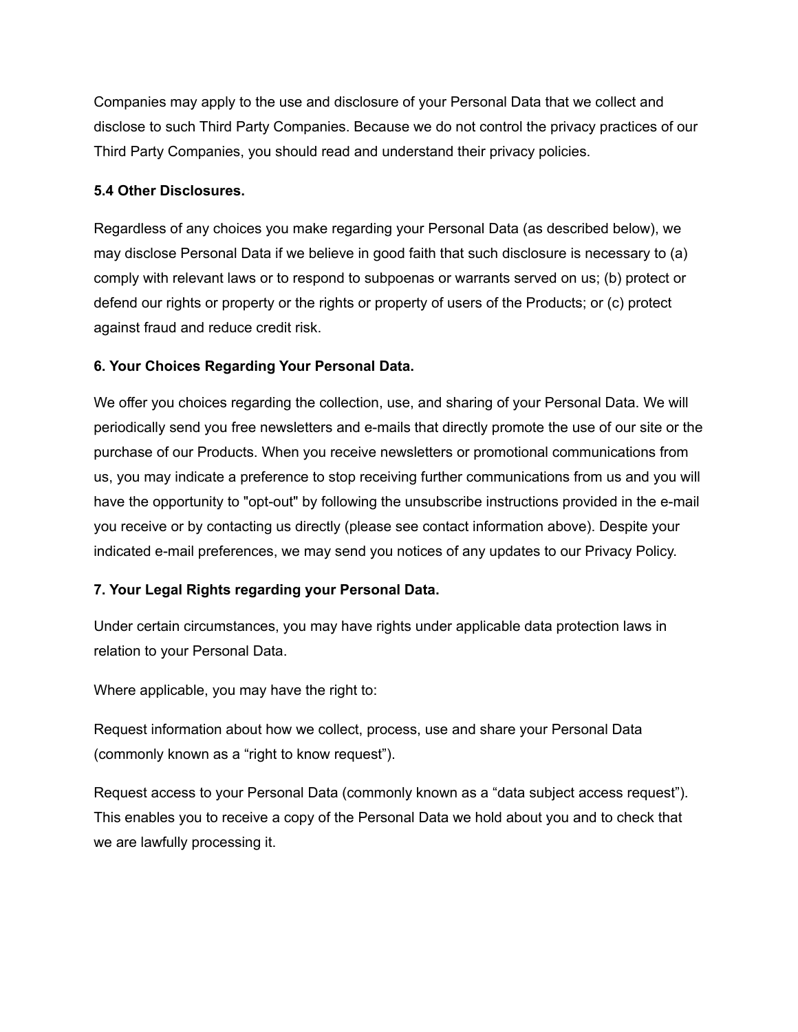Companies may apply to the use and disclosure of your Personal Data that we collect and disclose to such Third Party Companies. Because we do not control the privacy practices of our Third Party Companies, you should read and understand their privacy policies.

**5.4 Other Disclosures.**

Regardless of any choices you make regarding your Personal Data (as described below), we may disclose Personal Data if we believe in good faith that such disclosure is necessary to (a) comply with relevant laws or to respond to subpoenas or warrants served on us; (b) protect or defend our rights or property or the rights or property of users of the Products; or (c) protect against fraud and reduce credit risk.

**6. Your Choices Regarding Your Personal Data.**

We offer you choices regarding the collection, use, and sharing of your Personal Data. We will periodically send you free newsletters and e-mails that directly promote the use of our site or the purchase of our Products. When you receive newsletters or promotional communications from us, you may indicate a preference to stop receiving further communications from us and you will have the opportunity to "opt-out" by following the unsubscribe instructions provided in the e-mail you receive or by contacting us directly (please see contact information above). Despite your indicated e-mail preferences, we may send you notices of any updates to our Privacy Policy.

**7. Your Legal Rights regarding your Personal Data.**

Under certain circumstances, you may have rights under applicable data protection laws in relation to your Personal Data.

Where applicable, you may have the right to:

Request information about how we collect, process, use and share your Personal Data (commonly known as a “right to know request”).

Request access to your Personal Data (commonly known as a “data subject access request”). This enables you to receive a copy of the Personal Data we hold about you and to check that we are lawfully processing it.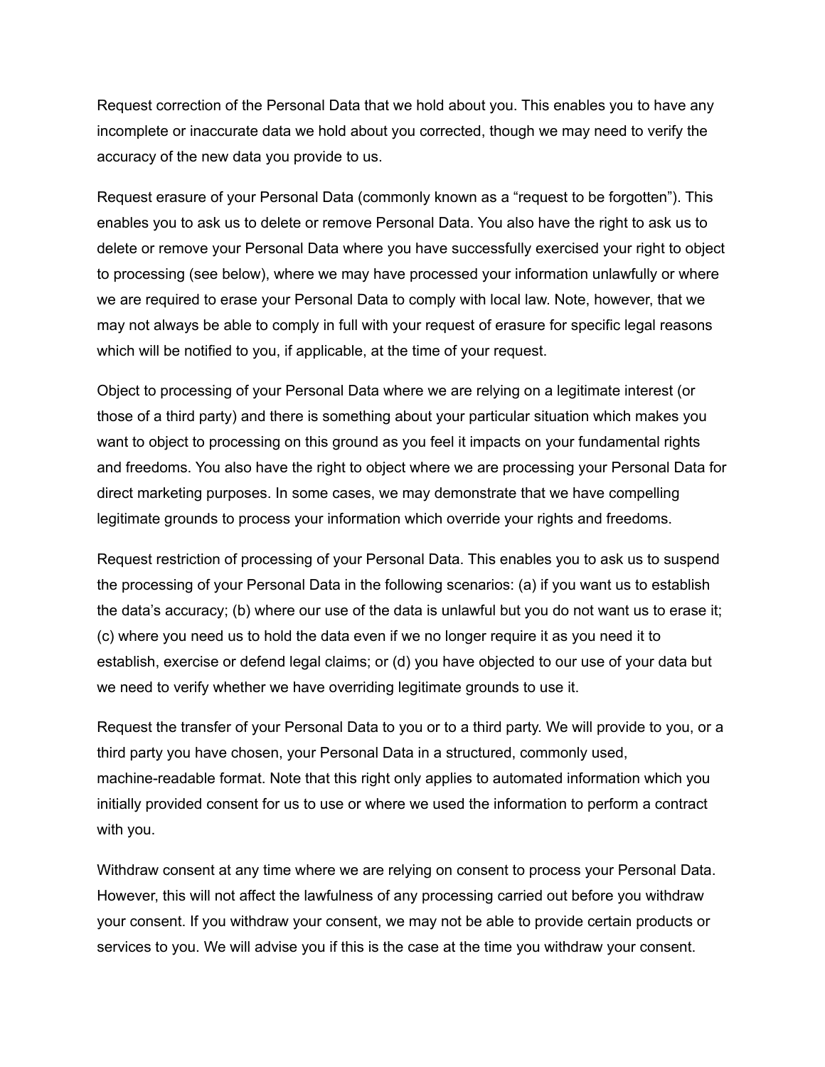Request correction of the Personal Data that we hold about you. This enables you to have any incomplete or inaccurate data we hold about you corrected, though we may need to verify the accuracy of the new data you provide to us.

Request erasure of your Personal Data (commonly known as a “request to be forgotten”). This enables you to ask us to delete or remove Personal Data. You also have the right to ask us to delete or remove your Personal Data where you have successfully exercised your right to object to processing (see below), where we may have processed your information unlawfully or where we are required to erase your Personal Data to comply with local law. Note, however, that we may not always be able to comply in full with your request of erasure for specific legal reasons which will be notified to you, if applicable, at the time of your request.

Object to processing of your Personal Data where we are relying on a legitimate interest (or those of a third party) and there is something about your particular situation which makes you want to object to processing on this ground as you feel it impacts on your fundamental rights and freedoms. You also have the right to object where we are processing your Personal Data for direct marketing purposes. In some cases, we may demonstrate that we have compelling legitimate grounds to process your information which override your rights and freedoms.

Request restriction of processing of your Personal Data. This enables you to ask us to suspend the processing of your Personal Data in the following scenarios: (a) if you want us to establish the data’s accuracy; (b) where our use of the data is unlawful but you do not want us to erase it; (c) where you need us to hold the data even if we no longer require it as you need it to establish, exercise or defend legal claims; or (d) you have objected to our use of your data but we need to verify whether we have overriding legitimate grounds to use it.

Request the transfer of your Personal Data to you or to a third party. We will provide to you, or a third party you have chosen, your Personal Data in a structured, commonly used, machine-readable format. Note that this right only applies to automated information which you initially provided consent for us to use or where we used the information to perform a contract with you.

Withdraw consent at any time where we are relying on consent to process your Personal Data. However, this will not affect the lawfulness of any processing carried out before you withdraw your consent. If you withdraw your consent, we may not be able to provide certain products or services to you. We will advise you if this is the case at the time you withdraw your consent.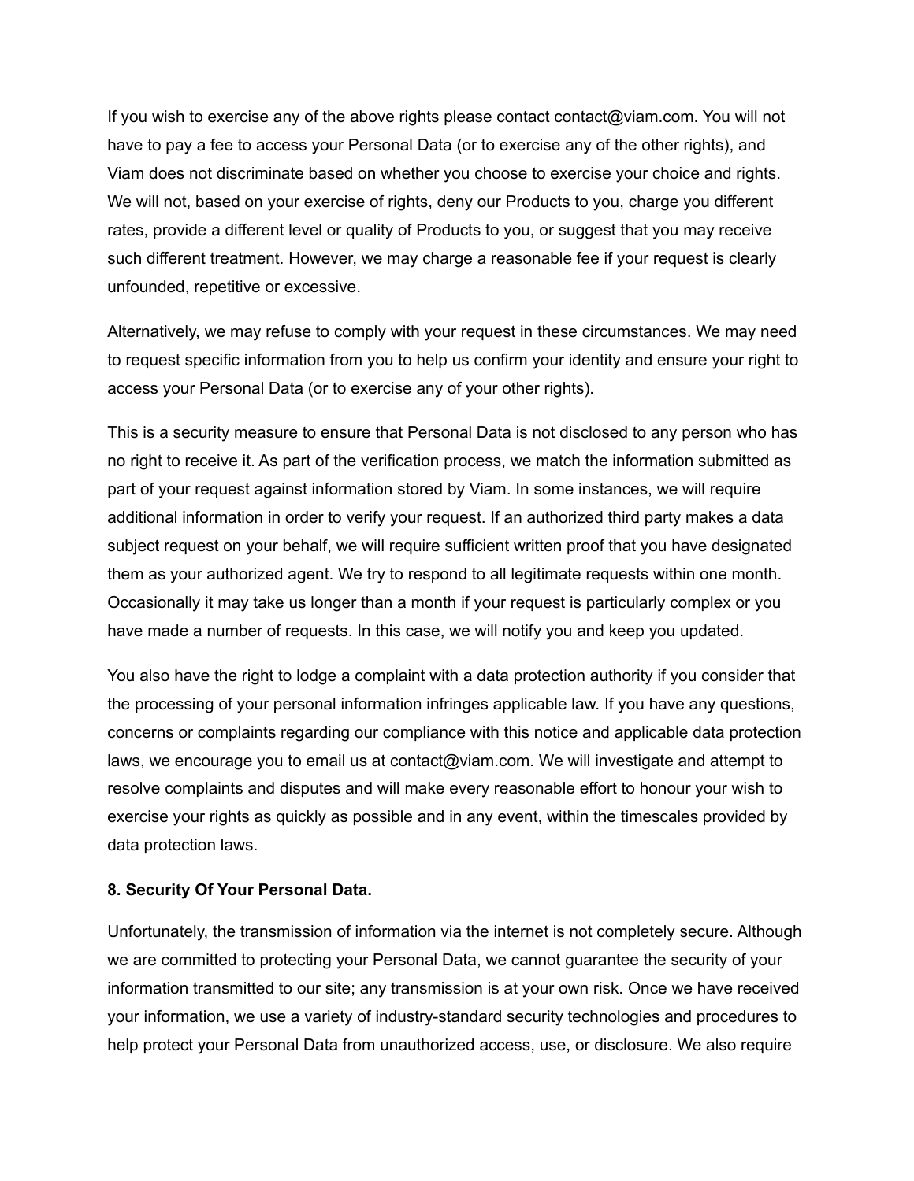If you wish to exercise any of the above rights please contact contact@viam.com. You will not have to pay a fee to access your Personal Data (or to exercise any of the other rights), and Viam does not discriminate based on whether you choose to exercise your choice and rights. We will not, based on your exercise of rights, deny our Products to you, charge you different rates, provide a different level or quality of Products to you, or suggest that you may receive such different treatment. However, we may charge a reasonable fee if your request is clearly unfounded, repetitive or excessive.

Alternatively, we may refuse to comply with your request in these circumstances. We may need to request specific information from you to help us confirm your identity and ensure your right to access your Personal Data (or to exercise any of your other rights).

This is a security measure to ensure that Personal Data is not disclosed to any person who has no right to receive it. As part of the verification process, we match the information submitted as part of your request against information stored by Viam. In some instances, we will require additional information in order to verify your request. If an authorized third party makes a data subject request on your behalf, we will require sufficient written proof that you have designated them as your authorized agent. We try to respond to all legitimate requests within one month. Occasionally it may take us longer than a month if your request is particularly complex or you have made a number of requests. In this case, we will notify you and keep you updated.

You also have the right to lodge a complaint with a data protection authority if you consider that the processing of your personal information infringes applicable law. If you have any questions, concerns or complaints regarding our compliance with this notice and applicable data protection laws, we encourage you to email us at contact@viam.com. We will investigate and attempt to resolve complaints and disputes and will make every reasonable effort to honour your wish to exercise your rights as quickly as possible and in any event, within the timescales provided by data protection laws.

**8. Security Of Your Personal Data.**

Unfortunately, the transmission of information via the internet is not completely secure. Although we are committed to protecting your Personal Data, we cannot guarantee the security of your information transmitted to our site; any transmission is at your own risk. Once we have received your information, we use a variety of industry-standard security technologies and procedures to help protect your Personal Data from unauthorized access, use, or disclosure. We also require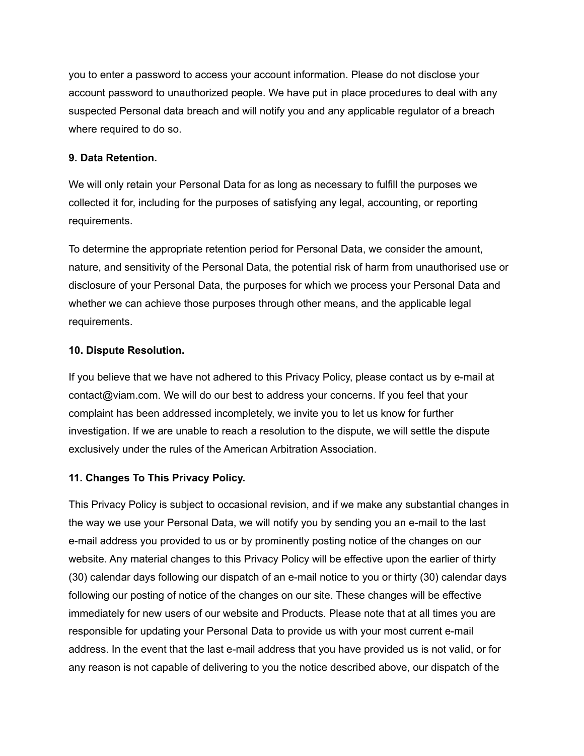you to enter a password to access your account information. Please do not disclose your account password to unauthorized people. We have put in place procedures to deal with any suspected Personal data breach and will notify you and any applicable regulator of a breach where required to do so.

**9. Data Retention.**

We will only retain your Personal Data for as long as necessary to fulfill the purposes we collected it for, including for the purposes of satisfying any legal, accounting, or reporting requirements.

To determine the appropriate retention period for Personal Data, we consider the amount, nature, and sensitivity of the Personal Data, the potential risk of harm from unauthorised use or disclosure of your Personal Data, the purposes for which we process your Personal Data and whether we can achieve those purposes through other means, and the applicable legal requirements.

**10. Dispute Resolution.**

If you believe that we have not adhered to this Privacy Policy, please contact us by e-mail at contact@viam.com. We will do our best to address your concerns. If you feel that your complaint has been addressed incompletely, we invite you to let us know for further investigation. If we are unable to reach a resolution to the dispute, we will settle the dispute exclusively under the rules of the American Arbitration Association.

**11. Changes To This Privacy Policy.**

This Privacy Policy is subject to occasional revision, and if we make any substantial changes in the way we use your Personal Data, we will notify you by sending you an e-mail to the last e-mail address you provided to us or by prominently posting notice of the changes on our website. Any material changes to this Privacy Policy will be effective upon the earlier of thirty (30) calendar days following our dispatch of an e-mail notice to you or thirty (30) calendar days following our posting of notice of the changes on our site. These changes will be effective immediately for new users of our website and Products. Please note that at all times you are responsible for updating your Personal Data to provide us with your most current e-mail address. In the event that the last e-mail address that you have provided us is not valid, or for any reason is not capable of delivering to you the notice described above, our dispatch of the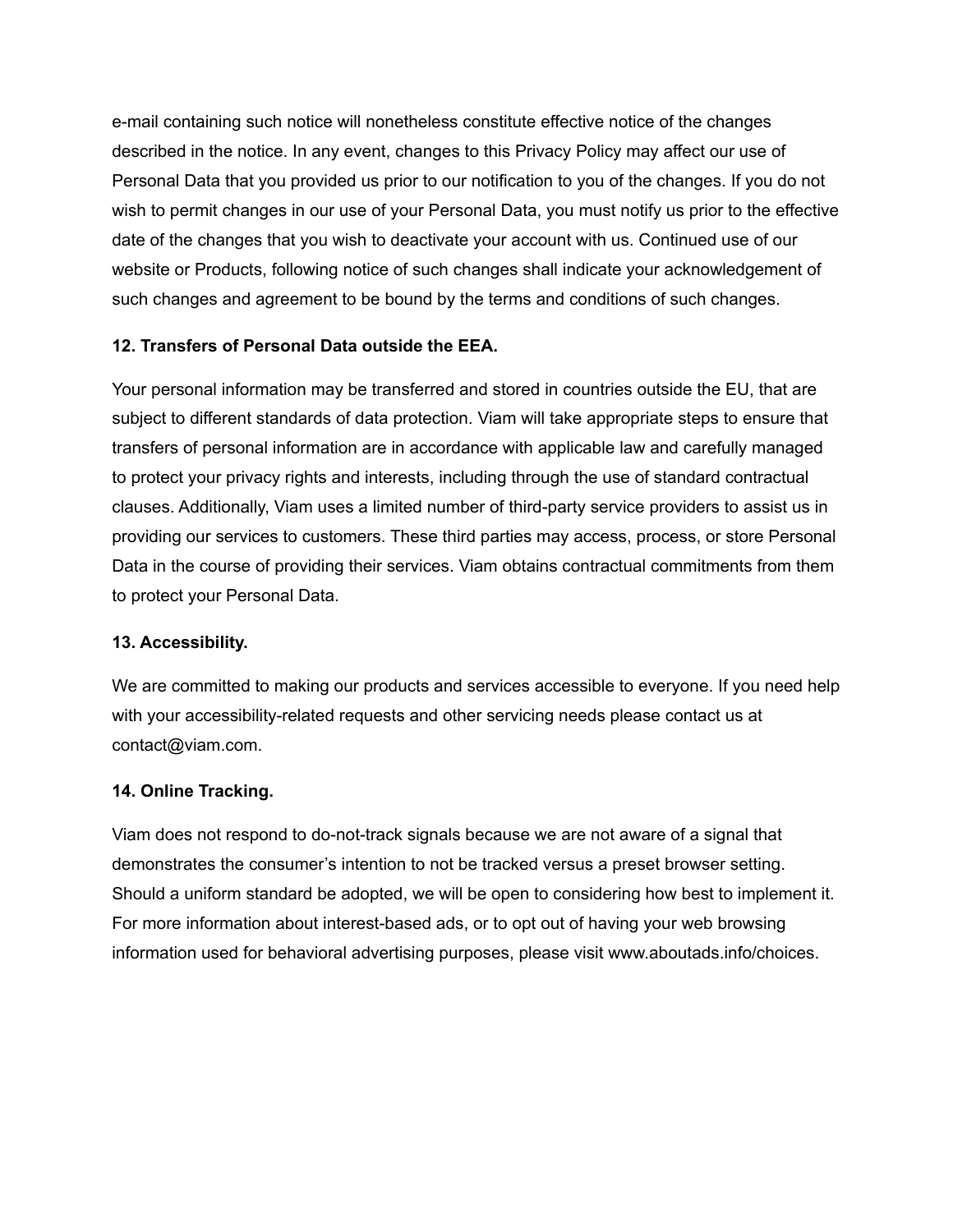e-mail containing such notice will nonetheless constitute effective notice of the changes described in the notice. In any event, changes to this Privacy Policy may affect our use of Personal Data that you provided us prior to our notification to you of the changes. If you do not wish to permit changes in our use of your Personal Data, you must notify us prior to the effective date of the changes that you wish to deactivate your account with us. Continued use of our website or Products, following notice of such changes shall indicate your acknowledgement of such changes and agreement to be bound by the terms and conditions of such changes.

**12. Transfers of Personal Data outside the EEA.**

Your personal information may be transferred and stored in countries outside the EU, that are subject to different standards of data protection. Viam will take appropriate steps to ensure that transfers of personal information are in accordance with applicable law and carefully managed to protect your privacy rights and interests, including through the use of standard contractual clauses. Additionally, Viam uses a limited number of third-party service providers to assist us in providing our services to customers. These third parties may access, process, or store Personal Data in the course of providing their services. Viam obtains contractual commitments from them to protect your Personal Data.

**13. Accessibility.**

We are committed to making our products and services accessible to everyone. If you need help with your accessibility-related requests and other servicing needs please contact us at contact@viam.com.

**14. Online Tracking.**

Viam does not respond to do-not-track signals because we are not aware of a signal that demonstrates the consumer's intention to not be tracked versus a preset browser setting. Should a uniform standard be adopted, we will be open to considering how best to implement it. For more information about interest-based ads, or to opt out of having your web browsing information used for behavioral advertising purposes, please visit www.aboutads.info/choices.